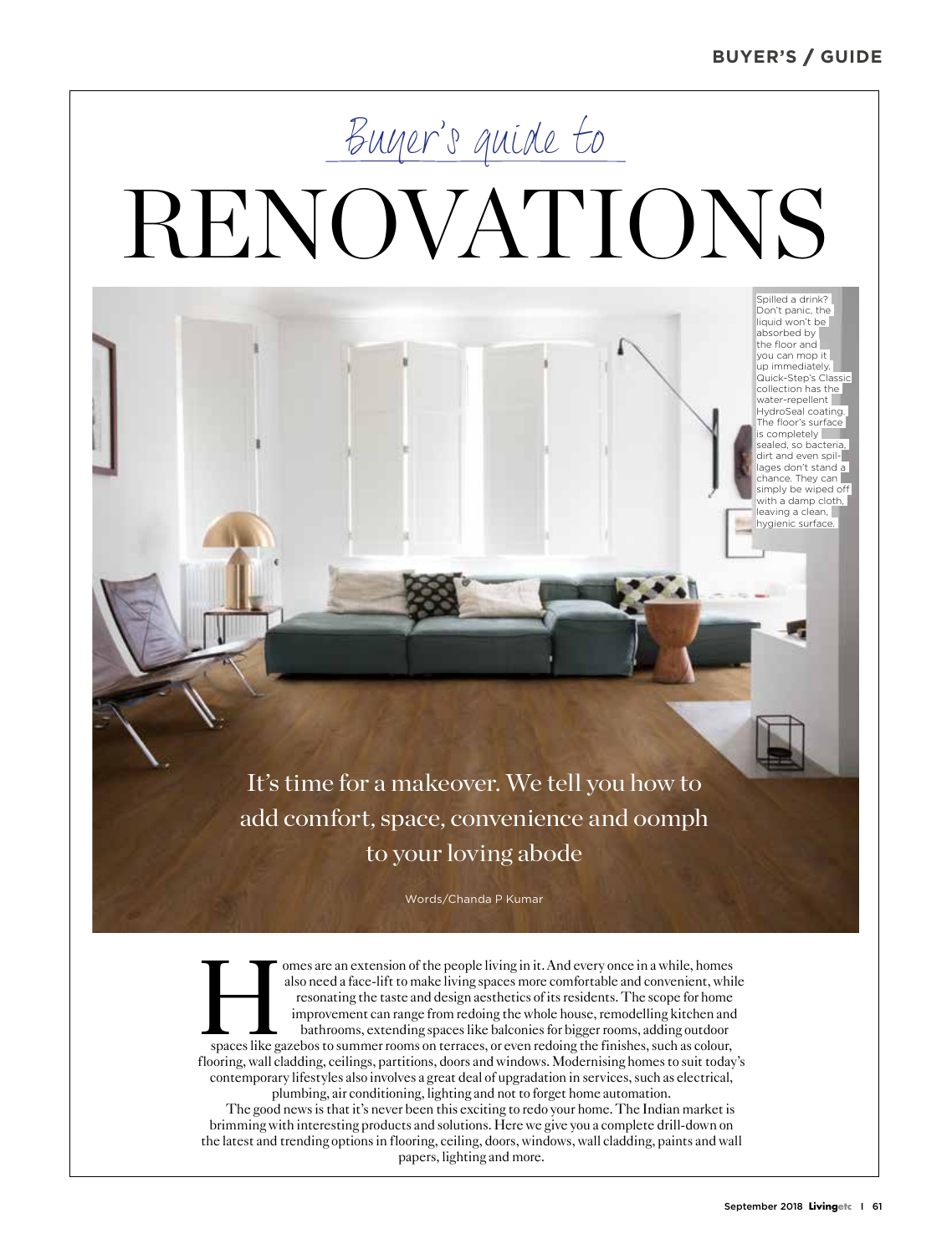*Buyer's guide to*

# RENOVATIONS

Spilled a drink? Don't panic, the liquid won't be absorbed by the floor and you can mop it up immediately. Quick-Step's Classic collection has the water-repellent HydroSeal coating. The floor's surface is completely sealed, so bacteria, dirt and even spillages don't stand a chance. They can simply be wiped off with a damp cloth, leaving a clean, hygienic surface.

It's time for a makeover. We tell you how to add comfort, space, convenience and oomph to your loving abode

Words/Chanda P Kumar

Homes are an extension of the people living in it. And every once in a while, homes also need a face-lift to make living spaces more comfortable and convenient, while resonating the taste and design aesthetics of its residents. The scope for home improvement can range from redoing the whole house, remodelling kitchen and bathrooms, extending spaces like balconies for bigger rooms, adding outdoor spaces like gazebos to summer rooms on terraces, or even redoing the finishes, such as colour, flooring, wall cladding, ceilings, partitions, doors and windows. Modernising homes to suit today's contemporary lifestyles also involves a great deal of upgradation in services, such as electrical, plumbing, air conditioning, lighting and not to forget home automation.

The good news is that it's never been this exciting to redo your home. The Indian market is brimming with interesting products and solutions. Here we give you a complete drill-down on the latest and trending options in flooring, ceiling, doors, windows, wall cladding, paints and wall papers, lighting and more.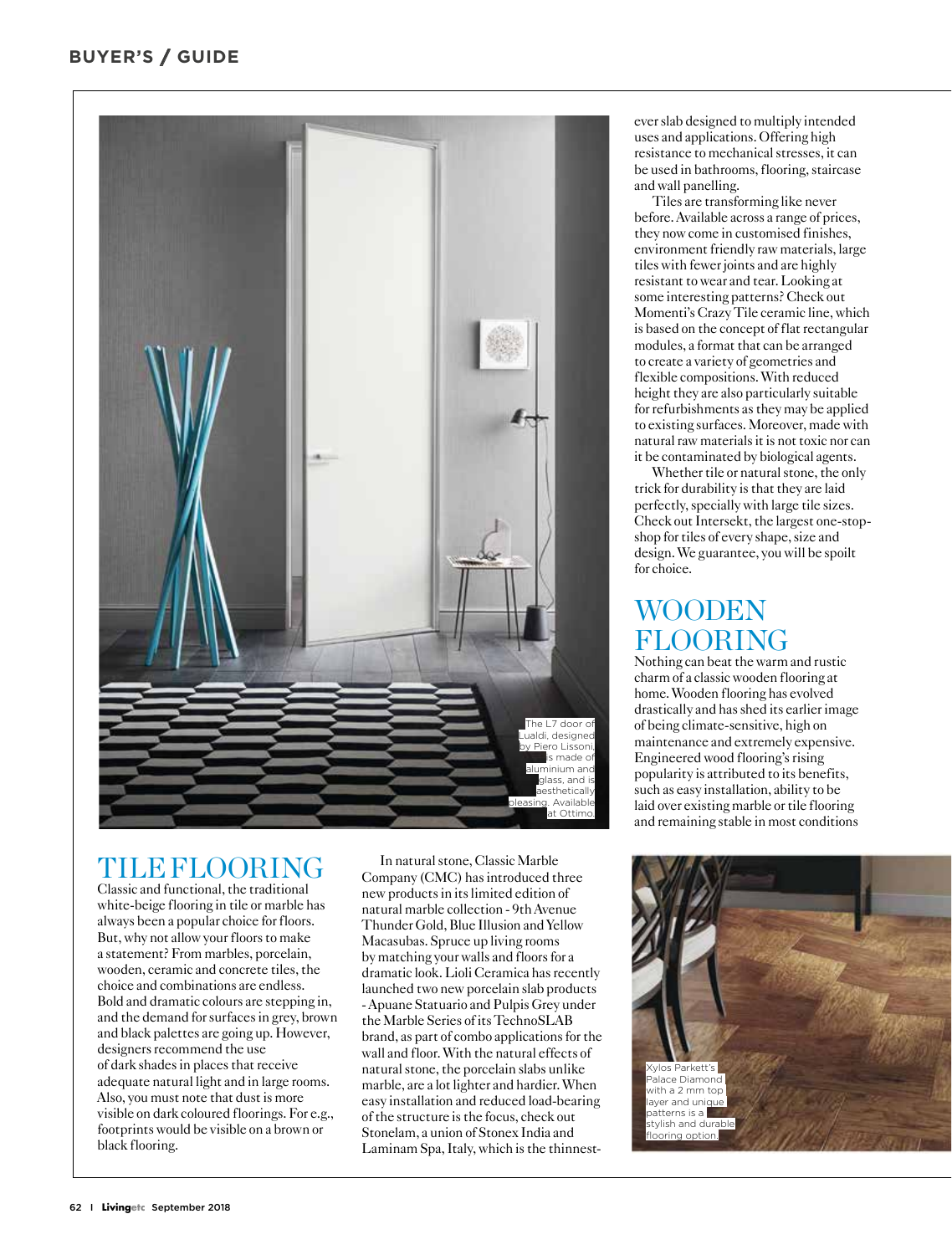The L7 door of Lualdi, designed by Piero Lissoni, is made of aluminium and glass, and is aesthetically pleasing. Available at Ottimo.

## TILE FLOORING

Classic and functional, the traditional white-beige flooring in tile or marble has always been a popular choice for floors. But, why not allow your floors to make a statement? From marbles, porcelain, wooden, ceramic and concrete tiles, the choice and combinations are endless. Bold and dramatic colours are stepping in, and the demand for surfaces in grey, brown and black palettes are going up. However, designers recommend the use of dark shades in places that receive adequate natural light and in large rooms. Also, you must note that dust is more visible on dark coloured floorings. For e.g., footprints would be visible on a brown or black flooring.

In natural stone, Classic Marble Company (CMC) has introduced three new products in its limited edition of natural marble collection - 9th Avenue Thunder Gold, Blue Illusion and Yellow Macasubas. Spruce up living rooms by matching your walls and floors for a dramatic look. Lioli Ceramica has recently launched two new porcelain slab products - Apuane Statuario and Pulpis Grey under the Marble Series of its TechnoSLAB brand, as part of combo applications for the wall and floor. With the natural effects of natural stone, the porcelain slabs unlike marble, are a lot lighter and hardier. When easy installation and reduced load-bearing of the structure is the focus, check out Stonelam, a union of Stonex India and Laminam Spa, Italy, which is the thinnest-ever slab designed to multiply intended uses and applications. Offering high resistance to mechanical stresses, it can be used in bathrooms, flooring, staircase and wall panelling.

Tiles are transforming like never before. Available across a range of prices, they now come in customised finishes, environment friendly raw materials, large tiles with fewer joints and are highly resistant to wear and tear. Looking at some interesting patterns? Check out Momenti's Crazy Tile ceramic line, which is based on the concept of flat rectangular modules, a format that can be arranged to create a variety of geometries and flexible compositions. With reduced height they are also particularly suitable for refurbishments as they may be applied to existing surfaces. Moreover, made with natural raw materials it is not toxic nor can it be contaminated by biological agents.

Whether tile or natural stone, the only trick for durability is that they are laid perfectly, specially with large tile sizes. Check out Intersekt, the largest one-stop-shop for tiles of every shape, size and design. We guarantee, you will be spoilt for choice.

## WOODEN FLOORING

Nothing can beat the warm and rustic charm of a classic wooden flooring at home. Wooden flooring has evolved drastically and has shed its earlier image of being climate-sensitive, high on maintenance and extremely expensive. Engineered wood flooring's rising popularity is attributed to its benefits, such as easy installation, ability to be laid over existing marble or tile flooring and remaining stable in most conditions

Xylos Parkett's Palace Diamond with a 2 mm top layer and unique patterns is a stylish and durable flooring option.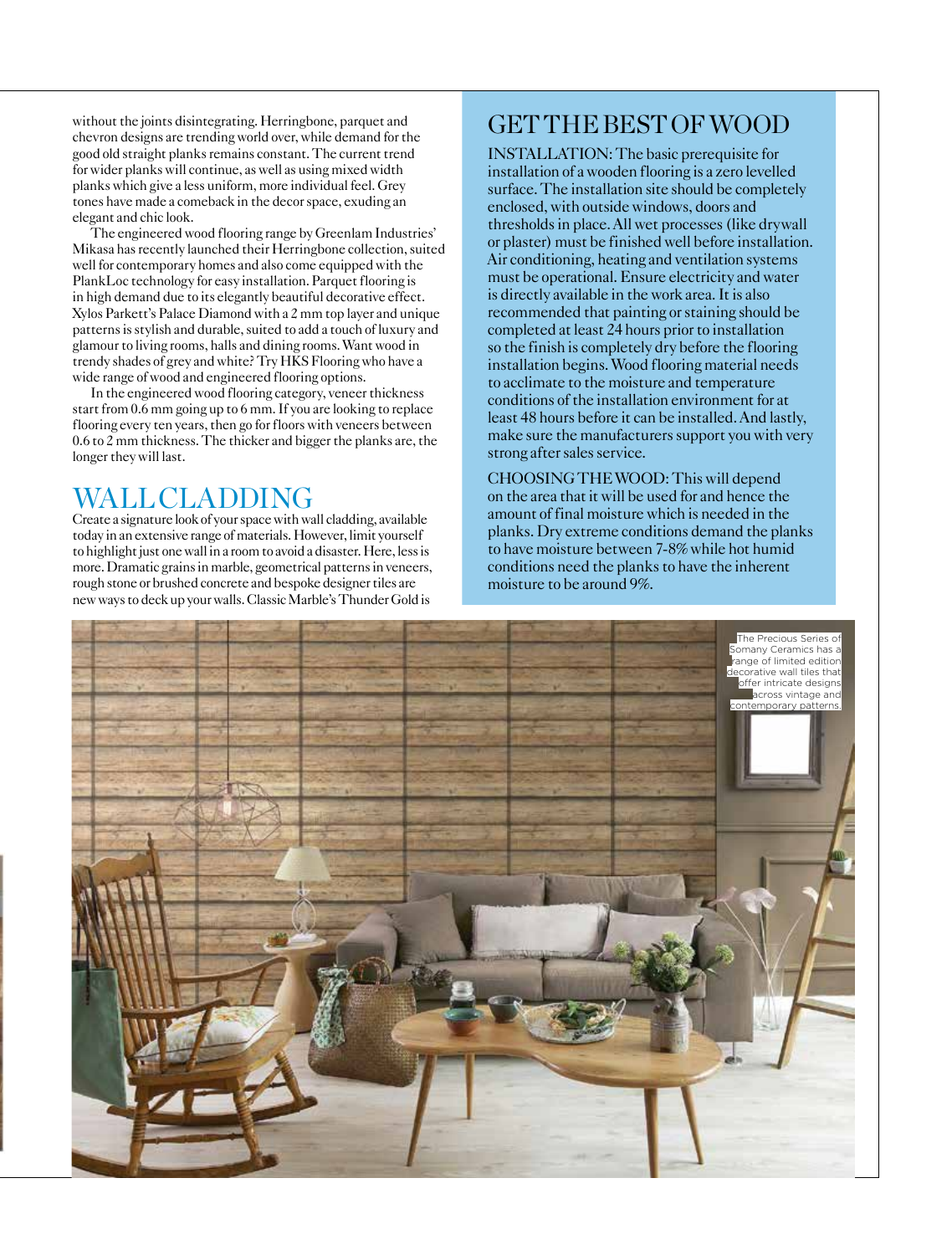without the joints disintegrating. Herringbone, parquet and chevron designs are trending world over, while demand for the good old straight planks remains constant. The current trend for wider planks will continue, as well as using mixed width planks which give a less uniform, more individual feel. Grey tones have made a comeback in the decor space, exuding an elegant and chic look.

The engineered wood flooring range by Greenlam Industries' Mikasa has recently launched their Herringbone collection, suited well for contemporary homes and also come equipped with the PlankLoc technology for easy installation. Parquet flooring is in high demand due to its elegantly beautiful decorative effect. Xylos Parkett's Palace Diamond with a 2 mm top layer and unique patterns is stylish and durable, suited to add a touch of luxury and glamour to living rooms, halls and dining rooms. Want wood in trendy shades of grey and white? Try HKS Flooring who have a wide range of wood and engineered flooring options.

In the engineered wood flooring category, veneer thickness start from 0.6 mm going up to 6 mm. If you are looking to replace flooring every ten years, then go for floors with veneers between 0.6 to 2 mm thickness. The thicker and bigger the planks are, the longer they will last.

## WALL CLADDING

Create a signature look of your space with wall cladding, available today in an extensive range of materials. However, limit yourself to highlight just one wall in a room to avoid a disaster. Here, less is more. Dramatic grains in marble, geometrical patterns in veneers, rough stone or brushed concrete and bespoke designer tiles are new ways to deck up your walls. Classic Marble's Thunder Gold is

## GET THE BEST OF WOOD

INSTALLATION: The basic prerequisite for installation of a wooden flooring is a zero levelled surface. The installation site should be completely enclosed, with outside windows, doors and thresholds in place. All wet processes (like drywall or plaster) must be finished well before installation. Air conditioning, heating and ventilation systems must be operational. Ensure electricity and water is directly available in the work area. It is also recommended that painting or staining should be completed at least 24 hours prior to installation so the finish is completely dry before the flooring installation begins. Wood flooring material needs to acclimate to the moisture and temperature conditions of the installation environment for at least 48 hours before it can be installed. And lastly, make sure the manufacturers support you with very strong after sales service.

CHOOSING THE WOOD: This will depend on the area that it will be used for and hence the amount of final moisture which is needed in the planks. Dry extreme conditions demand the planks to have moisture between 7-8% while hot humid conditions need the planks to have the inherent moisture to be around 9%.

The Precious Series of Somany Ceramics has a range of limited edition decorative wall tiles that offer intricate designs across vintage and contemporary patterns.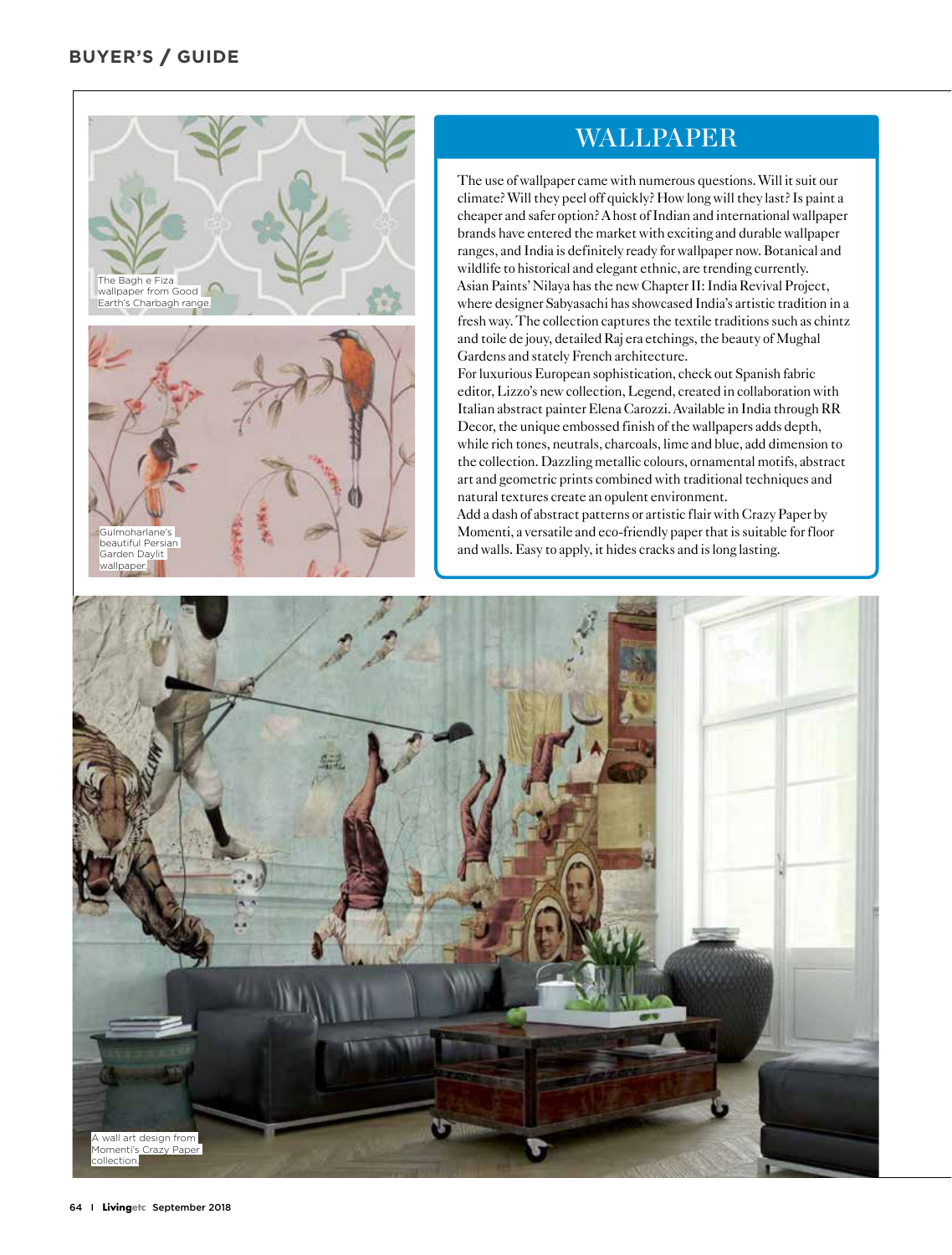## WALLPAPER

The use of wallpaper came with numerous questions. Will it suit our climate? Will they peel off quickly? How long will they last? Is paint a cheaper and safer option? A host of Indian and international wallpaper brands have entered the market with exciting and durable wallpaper ranges, and India is definitely ready for wallpaper now. Botanical and wildlife to historical and elegant ethnic, are trending currently.

Asian Paints' Nilaya has the new Chapter II: India Revival Project, where designer Sabyasachi has showcased India's artistic tradition in a fresh way. The collection captures the textile traditions such as chintz and toile de jouy, detailed Raj era etchings, the beauty of Mughal Gardens and stately French architecture.

For luxurious European sophistication, check out Spanish fabric editor, Lizzo's new collection, Legend, created in collaboration with Italian abstract painter Elena Carozzi. Available in India through RR Decor, the unique embossed finish of the wallpapers adds depth, while rich tones, neutrals, charcoals, lime and blue, add dimension to the collection. Dazzling metallic colours, ornamental motifs, abstract art and geometric prints combined with traditional techniques and natural textures create an opulent environment.

Add a dash of abstract patterns or artistic flair with Crazy Paper by Momenti, a versatile and eco-friendly paper that is suitable for floor and walls. Easy to apply, it hides cracks and is long lasting.

The Bagh e Fiza wallpaper from Good Earth's Charbagh range.

Gulmoharlane's beautiful Persian Garden Daylit wallpaper.

A wall art design from Momenti's Crazy Paper collection.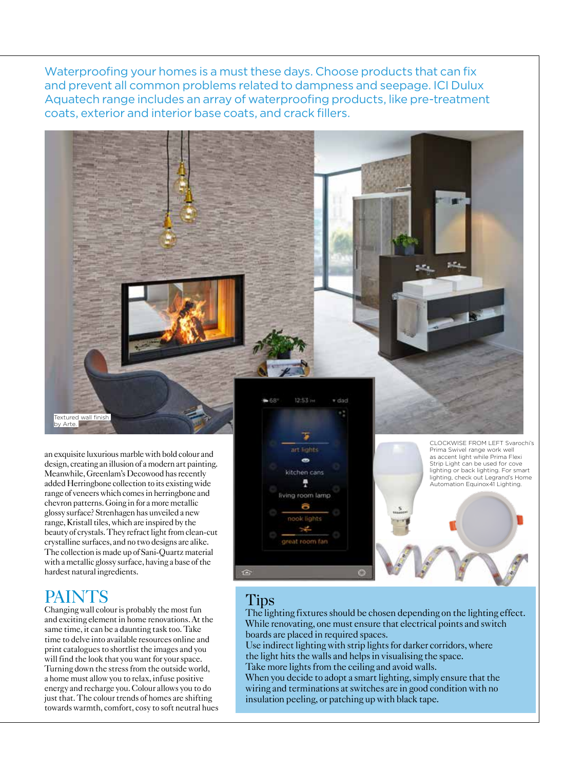Waterproofing your homes is a must these days. Choose products that can fix and prevent all common problems related to dampness and seepage. ICI Dulux Aquatech range includes an array of waterproofing products, like pre-treatment coats, exterior and interior base coats, and crack fillers.

Textured wall finish by Arte.

an exquisite luxurious marble with bold colour and design, creating an illusion of a modern art painting. Meanwhile, Greenlam's Decowood has recently added Herringbone collection to its existing wide range of veneers which comes in herringbone and chevron patterns. Going in for a more metallic glossy surface? Strenhagen has unveiled a new range, Kristall tiles, which are inspired by the beauty of crystals. They refract light from clean-cut crystalline surfaces, and no two designs are alike. The collection is made up of Sani-Quartz material with a metallic glossy surface, having a base of the hardest natural ingredients.

## PAINTS

Changing wall colour is probably the most fun and exciting element in home renovations. At the same time, it can be a daunting task too. Take time to delve into available resources online and print catalogues to shortlist the images and you will find the look that you want for your space. Turning down the stress from the outside world, a home must allow you to relax, infuse positive energy and recharge you. Colour allows you to do just that. The colour trends of homes are shifting towards warmth, comfort, cosy to soft neutral hues

CLOCKWISE FROM LEFT Svarochi's Prima Swivel range work well as accent light while Prima Flexi Strip Light can be used for cove lighting or back lighting. For smart lighting, check out Legrand's Home Automation Equinox41 Lighting.

## Tips

The lighting fixtures should be chosen depending on the lighting effect. While renovating, one must ensure that electrical points and switch boards are placed in required spaces.

Use indirect lighting with strip lights for darker corridors, where the light hits the walls and helps in visualising the space.

Take more lights from the ceiling and avoid walls.

When you decide to adopt a smart lighting, simply ensure that the wiring and terminations at switches are in good condition with no insulation peeling, or patching up with black tape.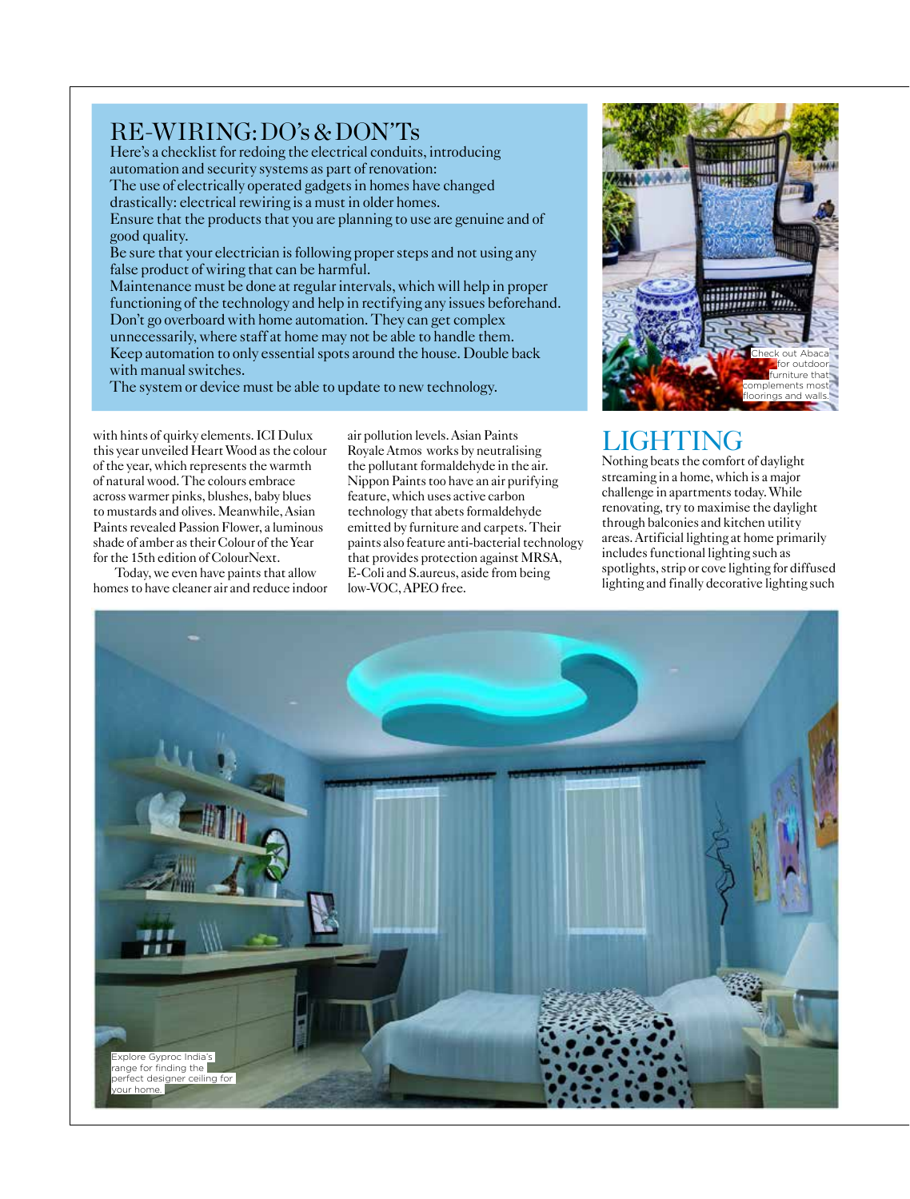## RE-WIRING: DO's & DON'Ts

Here's a checklist for redoing the electrical conduits, introducing automation and security systems as part of renovation:

The use of electrically operated gadgets in homes have changed drastically: electrical rewiring is a must in older homes.

Ensure that the products that you are planning to use are genuine and of good quality.

Be sure that your electrician is following proper steps and not using any false product of wiring that can be harmful.

Maintenance must be done at regular intervals, which will help in proper functioning of the technology and help in rectifying any issues beforehand.

Don't go overboard with home automation. They can get complex unnecessarily, where staff at home may not be able to handle them.

Keep automation to only essential spots around the house. Double back with manual switches.

The system or device must be able to update to new technology.

Check out Abaca for outdoor furniture that complements most floorings and walls.

with hints of quirky elements. ICI Dulux this year unveiled Heart Wood as the colour of the year, which represents the warmth of natural wood. The colours embrace across warmer pinks, blushes, baby blues to mustards and olives. Meanwhile, Asian Paints revealed Passion Flower, a luminous shade of amber as their Colour of the Year for the 15th edition of ColourNext.

Today, we even have paints that allow homes to have cleaner air and reduce indoor air pollution levels. Asian Paints Royale Atmos works by neutralising the pollutant formaldehyde in the air. Nippon Paints too have an air purifying feature, which uses active carbon technology that abets formaldehyde emitted by furniture and carpets. Their paints also feature anti-bacterial technology that provides protection against MRSA, E-Coli and S.aureus, aside from being low-VOC, APEO free.

## LIGHTING

Nothing beats the comfort of daylight streaming in a home, which is a major challenge in apartments today. While renovating, try to maximise the daylight through balconies and kitchen utility areas. Artificial lighting at home primarily includes functional lighting such as spotlights, strip or cove lighting for diffused lighting and finally decorative lighting such

Explore Gyproc India's range for finding the perfect designer ceiling for your home.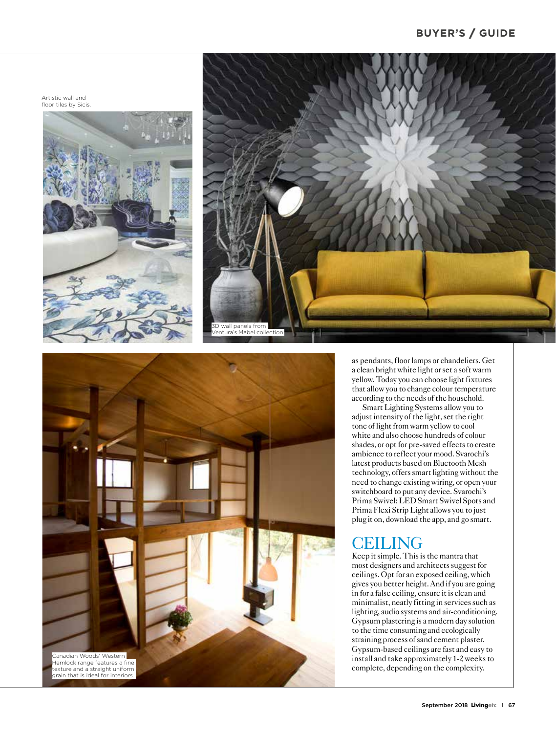Artistic wall and floor tiles by Sicis.

3D wall panels from Ventura's Mabel collection.

Canadian Woods' Western Hemlock range features a fine texture and a straight uniform grain that is ideal for interiors.

as pendants, floor lamps or chandeliers. Get a clean bright white light or set a soft warm yellow. Today you can choose light fixtures that allow you to change colour temperature according to the needs of the household.

Smart Lighting Systems allow you to adjust intensity of the light, set the right tone of light from warm yellow to cool white and also choose hundreds of colour shades, or opt for pre-saved effects to create ambience to reflect your mood. Svarochi's latest products based on Bluetooth Mesh technology, offers smart lighting without the need to change existing wiring, or open your switchboard to put any device. Svarochi's Prima Swivel: LED Smart Swivel Spots and Prima Flexi Strip Light allows you to just plug it on, download the app, and go smart.

## CEILING

Keep it simple. This is the mantra that most designers and architects suggest for ceilings. Opt for an exposed ceiling, which gives you better height. And if you are going in for a false ceiling, ensure it is clean and minimalist, neatly fitting in services such as lighting, audio systems and air-conditioning. Gypsum plastering is a modern day solution to the time consuming and ecologically straining process of sand cement plaster. Gypsum-based ceilings are fast and easy to install and take approximately 1-2 weeks to complete, depending on the complexity.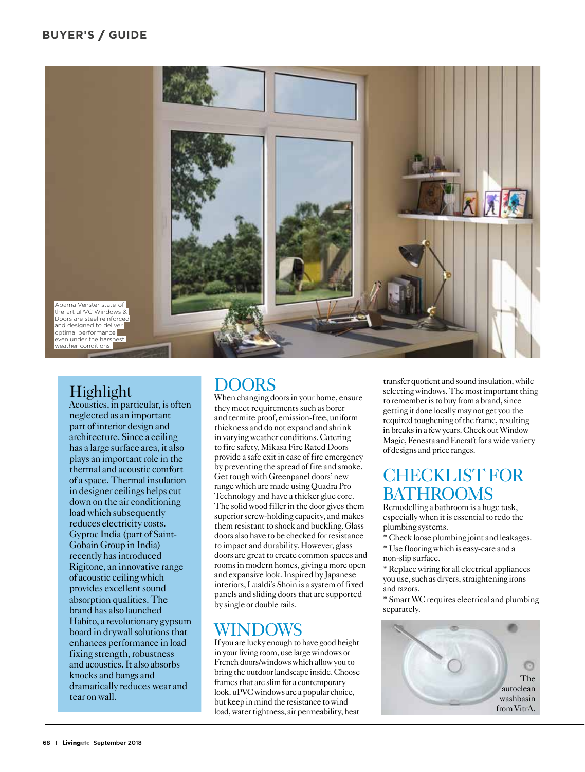Aparna Venster state-of-the-art uPVC Windows & Doors are steel reinforced and designed to deliver optimal performance even under the harshest weather conditions.

## Highlight

Acoustics, in particular, is often neglected as an important part of interior design and architecture. Since a ceiling has a large surface area, it also plays an important role in the thermal and acoustic comfort of a space. Thermal insulation in designer ceilings helps cut down on the air conditioning load which subsequently reduces electricity costs. Gyproc India (part of Saint-Gobain Group in India) recently has introduced Rigitone, an innovative range of acoustic ceiling which provides excellent sound absorption qualities. The brand has also launched Habito, a revolutionary gypsum board in drywall solutions that enhances performance in load fixing strength, robustness and acoustics. It also absorbs knocks and bangs and dramatically reduces wear and tear on wall.

## DOORS

When changing doors in your home, ensure they meet requirements such as borer and termite proof, emission-free, uniform thickness and do not expand and shrink in varying weather conditions. Catering to fire safety, Mikasa Fire Rated Doors provide a safe exit in case of fire emergency by preventing the spread of fire and smoke. Get tough with Greenpanel doors' new range which are made using Quadra Pro Technology and have a thicker glue core. The solid wood filler in the door gives them superior screw-holding capacity, and makes them resistant to shock and buckling. Glass doors also have to be checked for resistance to impact and durability. However, glass doors are great to create common spaces and rooms in modern homes, giving a more open and expansive look. Inspired by Japanese interiors, Lualdi's Shoin is a system of fixed panels and sliding doors that are supported by single or double rails.

## WINDOWS

If you are lucky enough to have good height in your living room, use large windows or French doors/windows which allow you to bring the outdoor landscape inside. Choose frames that are slim for a contemporary look. uPVC windows are a popular choice, but keep in mind the resistance to wind load, water tightness, air permeability, heat transfer quotient and sound insulation, while selecting windows. The most important thing to remember is to buy from a brand, since getting it done locally may not get you the required toughening of the frame, resulting in breaks in a few years. Check out Window Magic, Fenesta and Encraft for a wide variety of designs and price ranges.

## CHECKLIST FOR BATHROOMS

Remodelling a bathroom is a huge task, especially when it is essential to redo the plumbing systems.

* Check loose plumbing joint and leakages.
* Use flooring which is easy-care and a non-slip surface.
* Replace wiring for all electrical appliances you use, such as dryers, straightening irons and razors.
* Smart WC requires electrical and plumbing separately.

The autoclean washbasin from VitrA.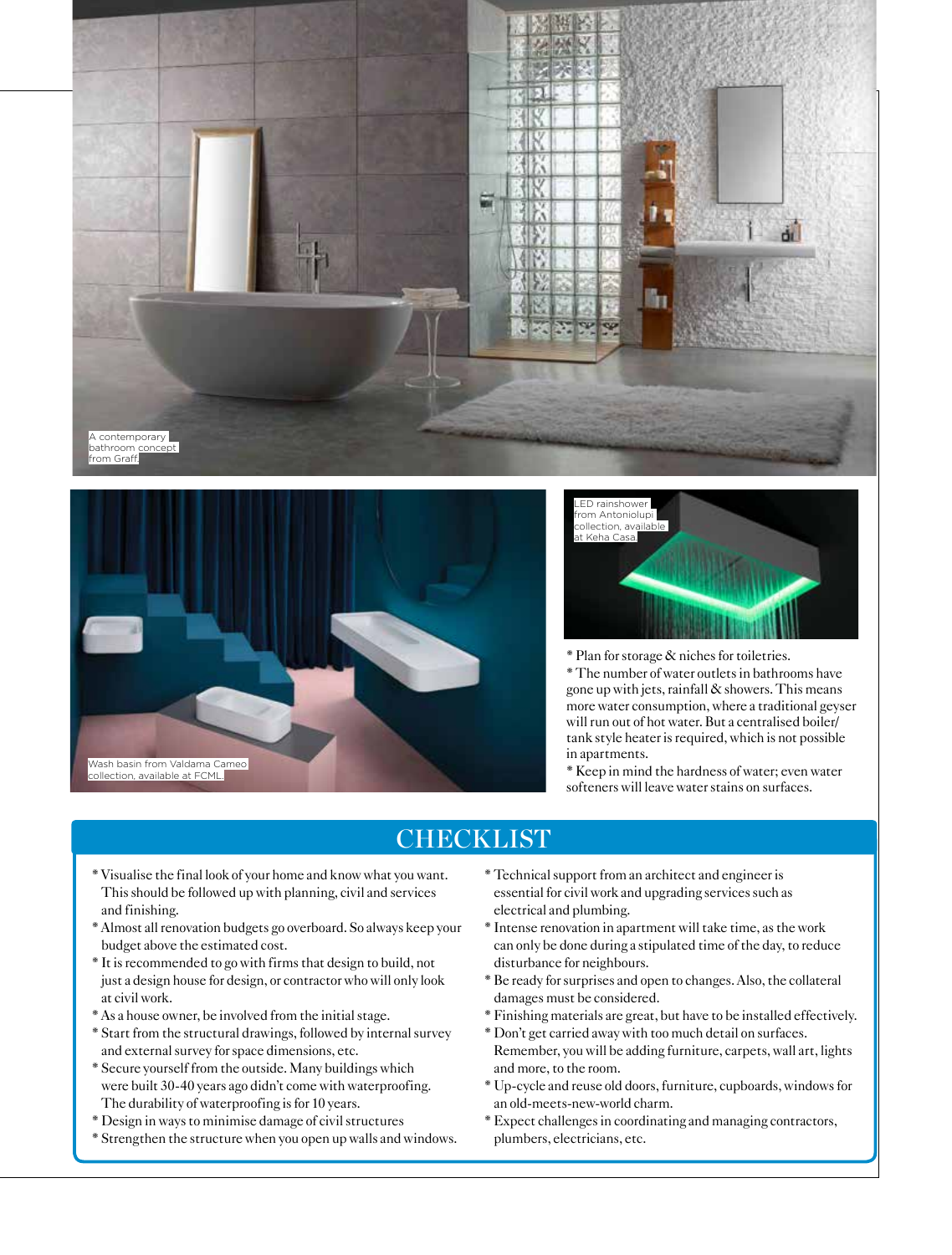A contemporary bathroom concept from Graff.

Wash basin from Valdama Cameo collection, available at FCML.

LED rainshower from Antoniolupi collection, available at Keha Casa.

* Plan for storage & niches for toiletries.
* The number of water outlets in bathrooms have gone up with jets, rainfall & showers. This means more water consumption, where a traditional geyser will run out of hot water. But a centralised boiler/tank style heater is required, which is not possible in apartments.
* Keep in mind the hardness of water; even water softeners will leave water stains on surfaces.

## CHECKLIST

* Visualise the final look of your home and know what you want. This should be followed up with planning, civil and services and finishing.
* Almost all renovation budgets go overboard. So always keep your budget above the estimated cost.
* It is recommended to go with firms that design to build, not just a design house for design, or contractor who will only look at civil work.
* As a house owner, be involved from the initial stage.
* Start from the structural drawings, followed by internal survey and external survey for space dimensions, etc.
* Secure yourself from the outside. Many buildings which were built 30-40 years ago didn't come with waterproofing. The durability of waterproofing is for 10 years.
* Design in ways to minimise damage of civil structures
* Strengthen the structure when you open up walls and windows.
* Technical support from an architect and engineer is essential for civil work and upgrading services such as electrical and plumbing.
* Intense renovation in apartment will take time, as the work can only be done during a stipulated time of the day, to reduce disturbance for neighbours.
* Be ready for surprises and open to changes. Also, the collateral damages must be considered.
* Finishing materials are great, but have to be installed effectively.
* Don't get carried away with too much detail on surfaces. Remember, you will be adding furniture, carpets, wall art, lights and more, to the room.
* Up-cycle and reuse old doors, furniture, cupboards, windows for an old-meets-new-world charm.
* Expect challenges in coordinating and managing contractors, plumbers, electricians, etc.